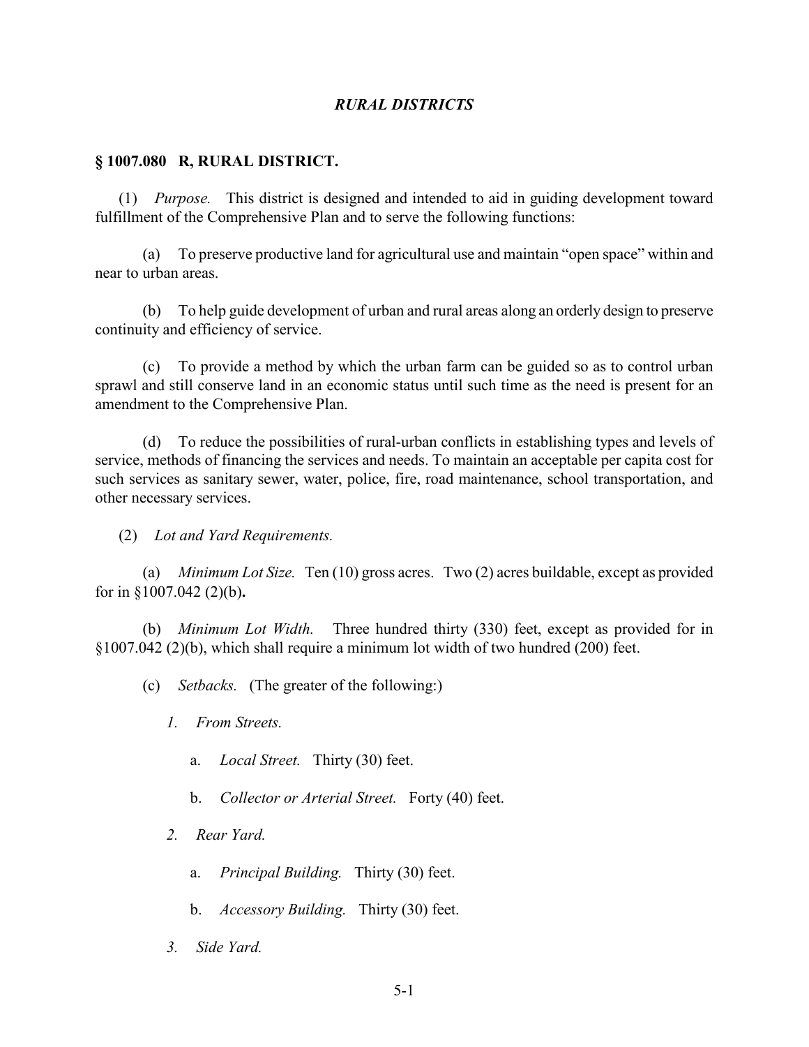## *RURAL DISTRICTS*

### § 1007.080 R, RURAL DISTRICT.

(1) *Purpose.* This district is designed and intended to aid in guiding development toward fulfillment of the Comprehensive Plan and to serve the following functions:

(a) To preserve productive land for agricultural use and maintain "open space" within and near to urban areas.

(b) To help guide development of urban and rural areas along an orderly design to preserve continuity and efficiency of service.

(c) To provide a method by which the urban farm can be guided so as to control urban sprawl and still conserve land in an economic status until such time as the need is present for an amendment to the Comprehensive Plan.

(d) To reduce the possibilities of rural-urban conflicts in establishing types and levels of service, methods of financing the services and needs. To maintain an acceptable per capita cost for such services as sanitary sewer, water, police, fire, road maintenance, school transportation, and other necessary services.

(2) *Lot and Yard Requirements.*

(a) *Minimum Lot Size.* Ten (10) gross acres. Two (2) acres buildable, except as provided for in §1007.042 (2)(b)**.**

(b) *Minimum Lot Width.* Three hundred thirty (330) feet, except as provided for in §1007.042 (2)(b), which shall require a minimum lot width of two hundred (200) feet.

(c) *Setbacks.* (The greater of the following:)

*1. From Streets.*

a. *Local Street.* Thirty (30) feet.

b. *Collector or Arterial Street.* Forty (40) feet.

*2. Rear Yard.*

a. *Principal Building.* Thirty (30) feet.

b. *Accessory Building.* Thirty (30) feet.

*3. Side Yard.*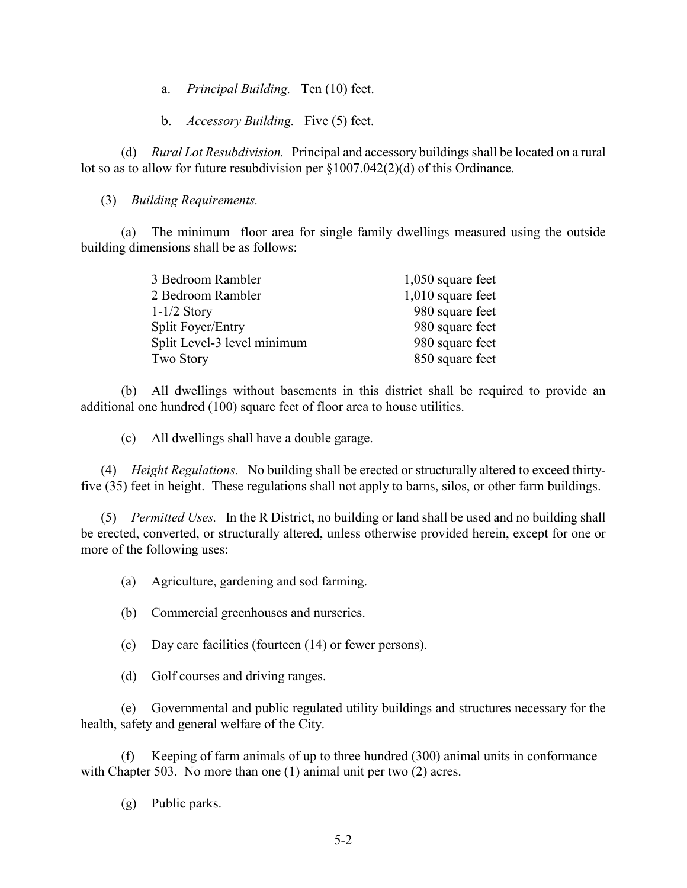a. *Principal Building.* Ten (10) feet.

b. *Accessory Building.* Five (5) feet.

(d) *Rural Lot Resubdivision.* Principal and accessory buildings shall be located on a rural lot so as to allow for future resubdivision per §1007.042(2)(d) of this Ordinance.

(3) *Building Requirements.*

(a) The minimum floor area for single family dwellings measured using the outside building dimensions shall be as follows:

| | |
|---|---|
| 3 Bedroom Rambler | 1,050 square feet |
| 2 Bedroom Rambler | 1,010 square feet |
| 1-1/2 Story | 980 square feet |
| Split Foyer/Entry | 980 square feet |
| Split Level-3 level minimum | 980 square feet |
| Two Story | 850 square feet |

(b) All dwellings without basements in this district shall be required to provide an additional one hundred (100) square feet of floor area to house utilities.

(c) All dwellings shall have a double garage.

(4) *Height Regulations.* No building shall be erected or structurally altered to exceed thirty-five (35) feet in height. These regulations shall not apply to barns, silos, or other farm buildings.

(5) *Permitted Uses.* In the R District, no building or land shall be used and no building shall be erected, converted, or structurally altered, unless otherwise provided herein, except for one or more of the following uses:

(a) Agriculture, gardening and sod farming.

(b) Commercial greenhouses and nurseries.

(c) Day care facilities (fourteen (14) or fewer persons).

(d) Golf courses and driving ranges.

(e) Governmental and public regulated utility buildings and structures necessary for the health, safety and general welfare of the City.

(f) Keeping of farm animals of up to three hundred (300) animal units in conformance with Chapter 503. No more than one (1) animal unit per two (2) acres.

(g) Public parks.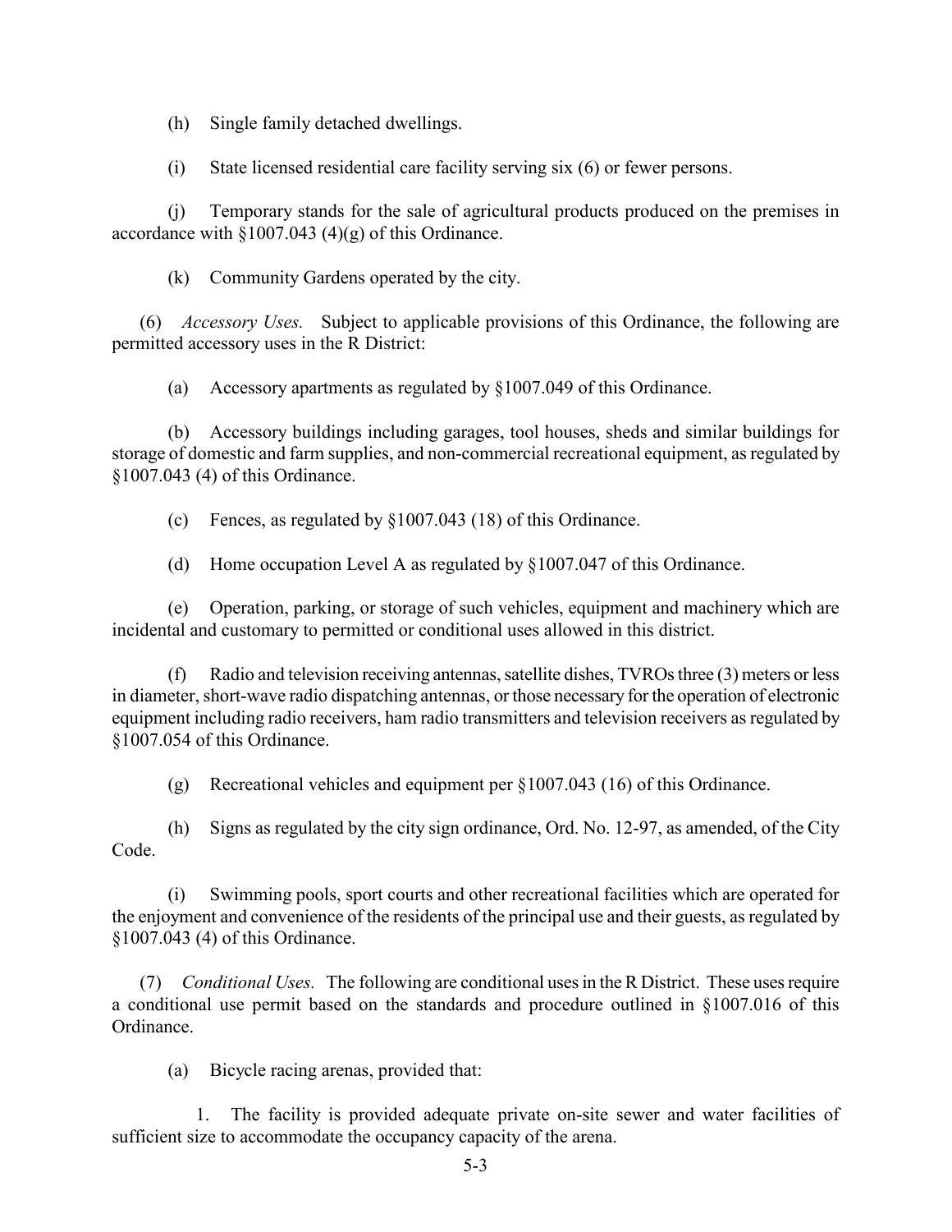(h) Single family detached dwellings.

(i) State licensed residential care facility serving six (6) or fewer persons.

(j) Temporary stands for the sale of agricultural products produced on the premises in accordance with §1007.043 (4)(g) of this Ordinance.

(k) Community Gardens operated by the city.

(6) *Accessory Uses.* Subject to applicable provisions of this Ordinance, the following are permitted accessory uses in the R District:

(a) Accessory apartments as regulated by §1007.049 of this Ordinance.

(b) Accessory buildings including garages, tool houses, sheds and similar buildings for storage of domestic and farm supplies, and non-commercial recreational equipment, as regulated by §1007.043 (4) of this Ordinance.

(c) Fences, as regulated by §1007.043 (18) of this Ordinance.

(d) Home occupation Level A as regulated by §1007.047 of this Ordinance.

(e) Operation, parking, or storage of such vehicles, equipment and machinery which are incidental and customary to permitted or conditional uses allowed in this district.

(f) Radio and television receiving antennas, satellite dishes, TVROs three (3) meters or less in diameter, short-wave radio dispatching antennas, or those necessary for the operation of electronic equipment including radio receivers, ham radio transmitters and television receivers as regulated by §1007.054 of this Ordinance.

(g) Recreational vehicles and equipment per §1007.043 (16) of this Ordinance.

(h) Signs as regulated by the city sign ordinance, Ord. No. 12-97, as amended, of the City Code.

(i) Swimming pools, sport courts and other recreational facilities which are operated for the enjoyment and convenience of the residents of the principal use and their guests, as regulated by §1007.043 (4) of this Ordinance.

(7) *Conditional Uses.* The following are conditional uses in the R District. These uses require a conditional use permit based on the standards and procedure outlined in §1007.016 of this Ordinance.

(a) Bicycle racing arenas, provided that:

1. The facility is provided adequate private on-site sewer and water facilities of sufficient size to accommodate the occupancy capacity of the arena.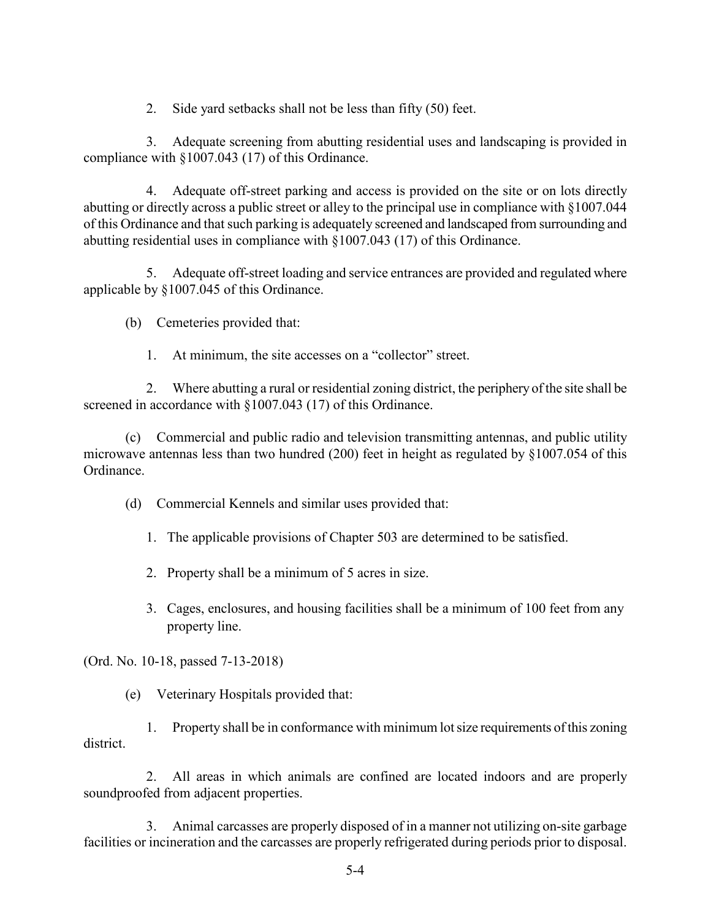2. Side yard setbacks shall not be less than fifty (50) feet.

3. Adequate screening from abutting residential uses and landscaping is provided in compliance with §1007.043 (17) of this Ordinance.

4. Adequate off-street parking and access is provided on the site or on lots directly abutting or directly across a public street or alley to the principal use in compliance with §1007.044 of this Ordinance and that such parking is adequately screened and landscaped from surrounding and abutting residential uses in compliance with §1007.043 (17) of this Ordinance.

5. Adequate off-street loading and service entrances are provided and regulated where applicable by §1007.045 of this Ordinance.

(b) Cemeteries provided that:

1. At minimum, the site accesses on a "collector" street.

2. Where abutting a rural or residential zoning district, the periphery of the site shall be screened in accordance with §1007.043 (17) of this Ordinance.

(c) Commercial and public radio and television transmitting antennas, and public utility microwave antennas less than two hundred (200) feet in height as regulated by §1007.054 of this Ordinance.

(d) Commercial Kennels and similar uses provided that:

1. The applicable provisions of Chapter 503 are determined to be satisfied.

2. Property shall be a minimum of 5 acres in size.

3. Cages, enclosures, and housing facilities shall be a minimum of 100 feet from any property line.

(Ord. No. 10-18, passed 7-13-2018)

(e) Veterinary Hospitals provided that:

1. Property shall be in conformance with minimum lot size requirements of this zoning district.

2. All areas in which animals are confined are located indoors and are properly soundproofed from adjacent properties.

3. Animal carcasses are properly disposed of in a manner not utilizing on-site garbage facilities or incineration and the carcasses are properly refrigerated during periods prior to disposal.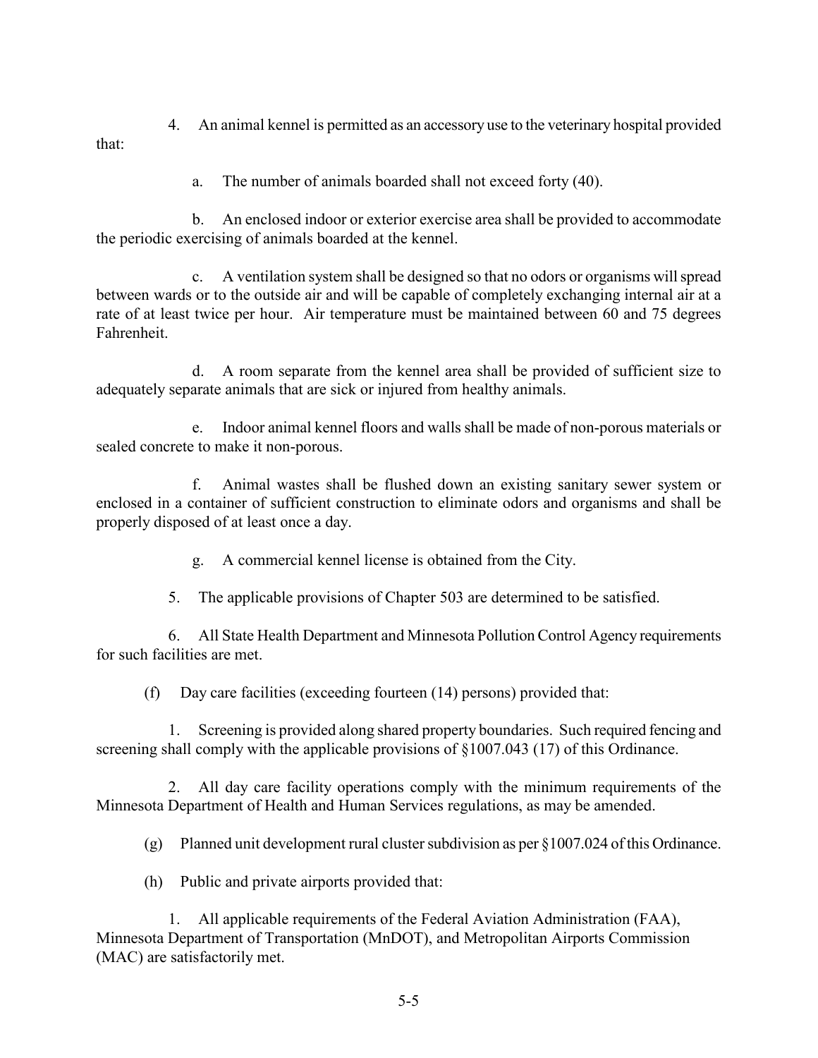4. An animal kennel is permitted as an accessory use to the veterinary hospital provided that:

a. The number of animals boarded shall not exceed forty (40).

b. An enclosed indoor or exterior exercise area shall be provided to accommodate the periodic exercising of animals boarded at the kennel.

c. A ventilation system shall be designed so that no odors or organisms will spread between wards or to the outside air and will be capable of completely exchanging internal air at a rate of at least twice per hour. Air temperature must be maintained between 60 and 75 degrees Fahrenheit.

d. A room separate from the kennel area shall be provided of sufficient size to adequately separate animals that are sick or injured from healthy animals.

e. Indoor animal kennel floors and walls shall be made of non-porous materials or sealed concrete to make it non-porous.

f. Animal wastes shall be flushed down an existing sanitary sewer system or enclosed in a container of sufficient construction to eliminate odors and organisms and shall be properly disposed of at least once a day.

g. A commercial kennel license is obtained from the City.

5. The applicable provisions of Chapter 503 are determined to be satisfied.

6. All State Health Department and Minnesota Pollution Control Agency requirements for such facilities are met.

(f) Day care facilities (exceeding fourteen (14) persons) provided that:

1. Screening is provided along shared property boundaries. Such required fencing and screening shall comply with the applicable provisions of §1007.043 (17) of this Ordinance.

2. All day care facility operations comply with the minimum requirements of the Minnesota Department of Health and Human Services regulations, as may be amended.

(g) Planned unit development rural cluster subdivision as per §1007.024 of this Ordinance.

(h) Public and private airports provided that:

1. All applicable requirements of the Federal Aviation Administration (FAA), Minnesota Department of Transportation (MnDOT), and Metropolitan Airports Commission (MAC) are satisfactorily met.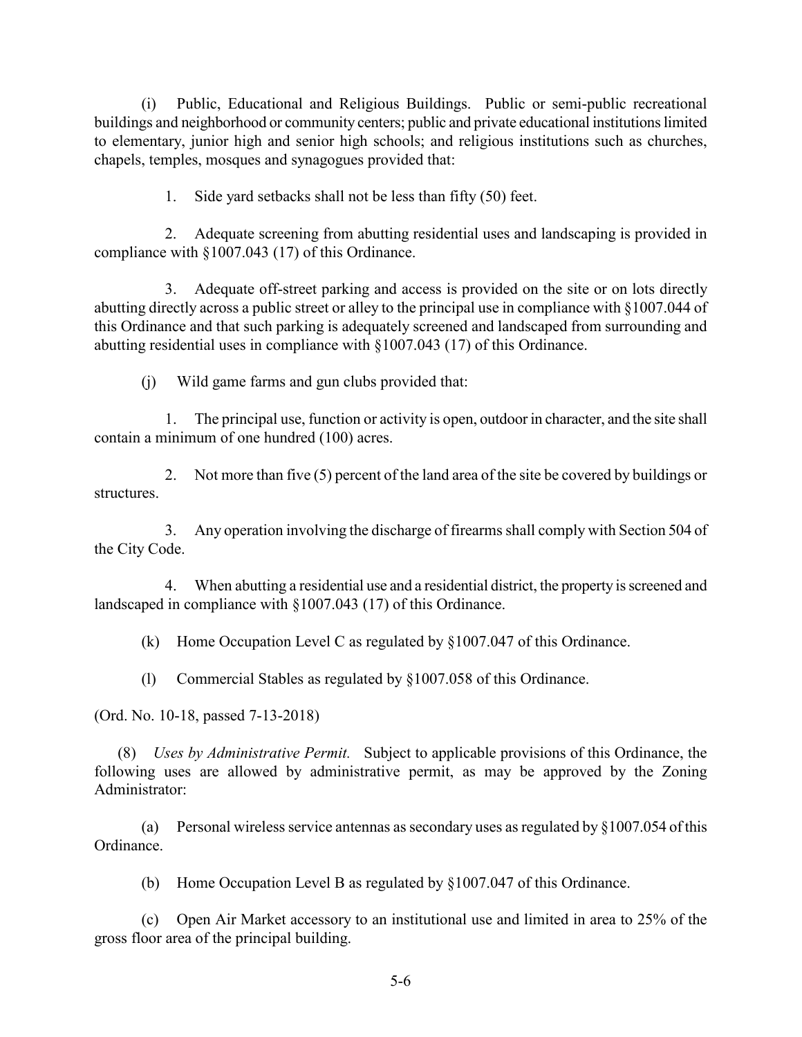(i) Public, Educational and Religious Buildings. Public or semi-public recreational buildings and neighborhood or community centers; public and private educational institutions limited to elementary, junior high and senior high schools; and religious institutions such as churches, chapels, temples, mosques and synagogues provided that:

1. Side yard setbacks shall not be less than fifty (50) feet.

2. Adequate screening from abutting residential uses and landscaping is provided in compliance with §1007.043 (17) of this Ordinance.

3. Adequate off-street parking and access is provided on the site or on lots directly abutting directly across a public street or alley to the principal use in compliance with §1007.044 of this Ordinance and that such parking is adequately screened and landscaped from surrounding and abutting residential uses in compliance with §1007.043 (17) of this Ordinance.

(j) Wild game farms and gun clubs provided that:

1. The principal use, function or activity is open, outdoor in character, and the site shall contain a minimum of one hundred (100) acres.

2. Not more than five (5) percent of the land area of the site be covered by buildings or structures.

3. Any operation involving the discharge of firearms shall comply with Section 504 of the City Code.

4. When abutting a residential use and a residential district, the property is screened and landscaped in compliance with §1007.043 (17) of this Ordinance.

(k) Home Occupation Level C as regulated by §1007.047 of this Ordinance.

(l) Commercial Stables as regulated by §1007.058 of this Ordinance.

(Ord. No. 10-18, passed 7-13-2018)

(8) *Uses by Administrative Permit.* Subject to applicable provisions of this Ordinance, the following uses are allowed by administrative permit, as may be approved by the Zoning Administrator:

(a) Personal wireless service antennas as secondary uses as regulated by §1007.054 of this Ordinance.

(b) Home Occupation Level B as regulated by §1007.047 of this Ordinance.

(c) Open Air Market accessory to an institutional use and limited in area to 25% of the gross floor area of the principal building.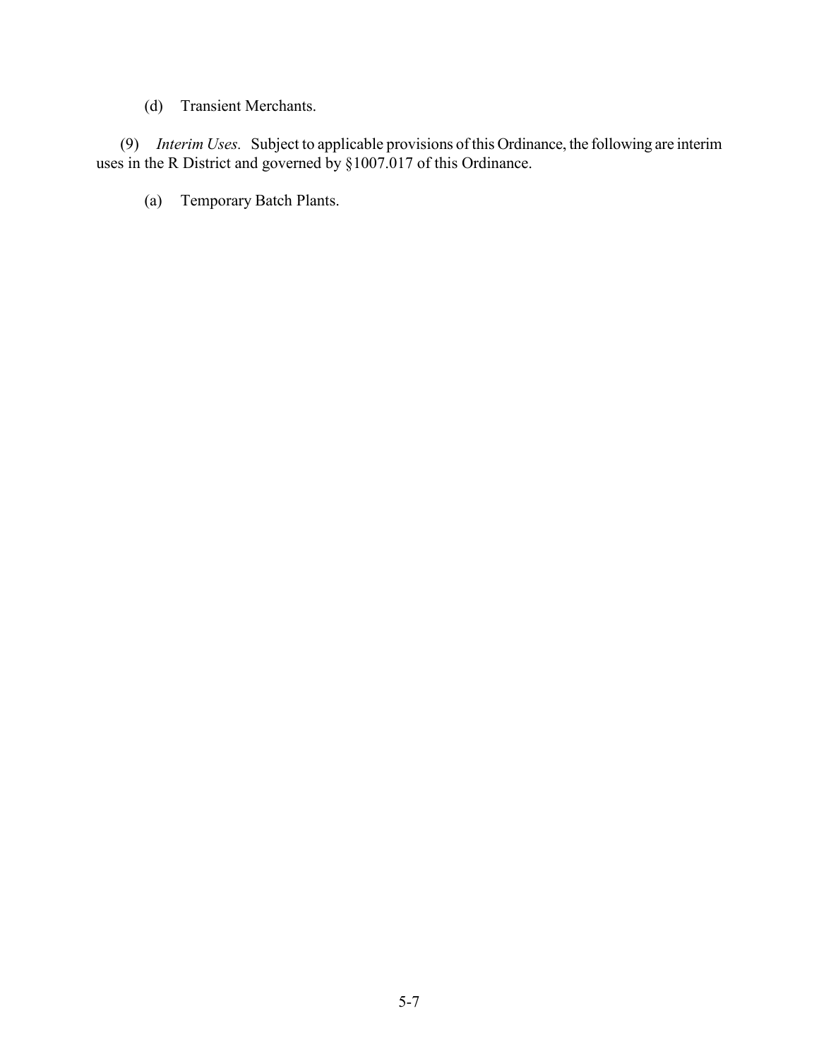(d) Transient Merchants.

(9) *Interim Uses.* Subject to applicable provisions of this Ordinance, the following are interim uses in the R District and governed by §1007.017 of this Ordinance.

(a) Temporary Batch Plants.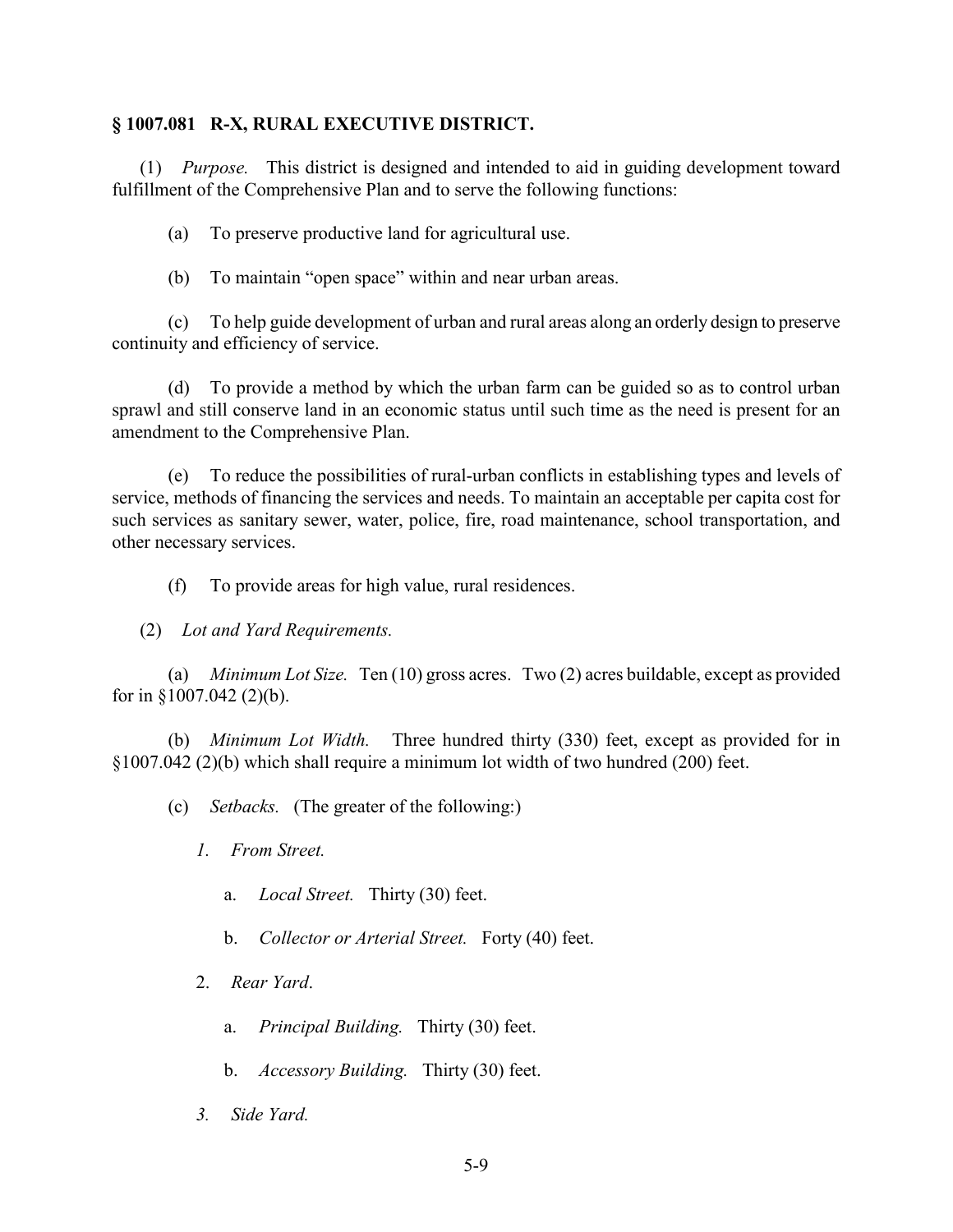## § 1007.081 R-X, RURAL EXECUTIVE DISTRICT.

(1) *Purpose.* This district is designed and intended to aid in guiding development toward fulfillment of the Comprehensive Plan and to serve the following functions:

(a) To preserve productive land for agricultural use.

(b) To maintain "open space" within and near urban areas.

(c) To help guide development of urban and rural areas along an orderly design to preserve continuity and efficiency of service.

(d) To provide a method by which the urban farm can be guided so as to control urban sprawl and still conserve land in an economic status until such time as the need is present for an amendment to the Comprehensive Plan.

(e) To reduce the possibilities of rural-urban conflicts in establishing types and levels of service, methods of financing the services and needs. To maintain an acceptable per capita cost for such services as sanitary sewer, water, police, fire, road maintenance, school transportation, and other necessary services.

(f) To provide areas for high value, rural residences.

(2) *Lot and Yard Requirements.*

(a) *Minimum Lot Size.* Ten (10) gross acres. Two (2) acres buildable, except as provided for in §1007.042 (2)(b).

(b) *Minimum Lot Width.* Three hundred thirty (330) feet, except as provided for in §1007.042 (2)(b) which shall require a minimum lot width of two hundred (200) feet.

(c) *Setbacks.* (The greater of the following:)

*1. From Street.*

a. *Local Street.* Thirty (30) feet.

b. *Collector or Arterial Street.* Forty (40) feet.

2. *Rear Yard*.

a. *Principal Building.* Thirty (30) feet.

b. *Accessory Building.* Thirty (30) feet.

*3. Side Yard.*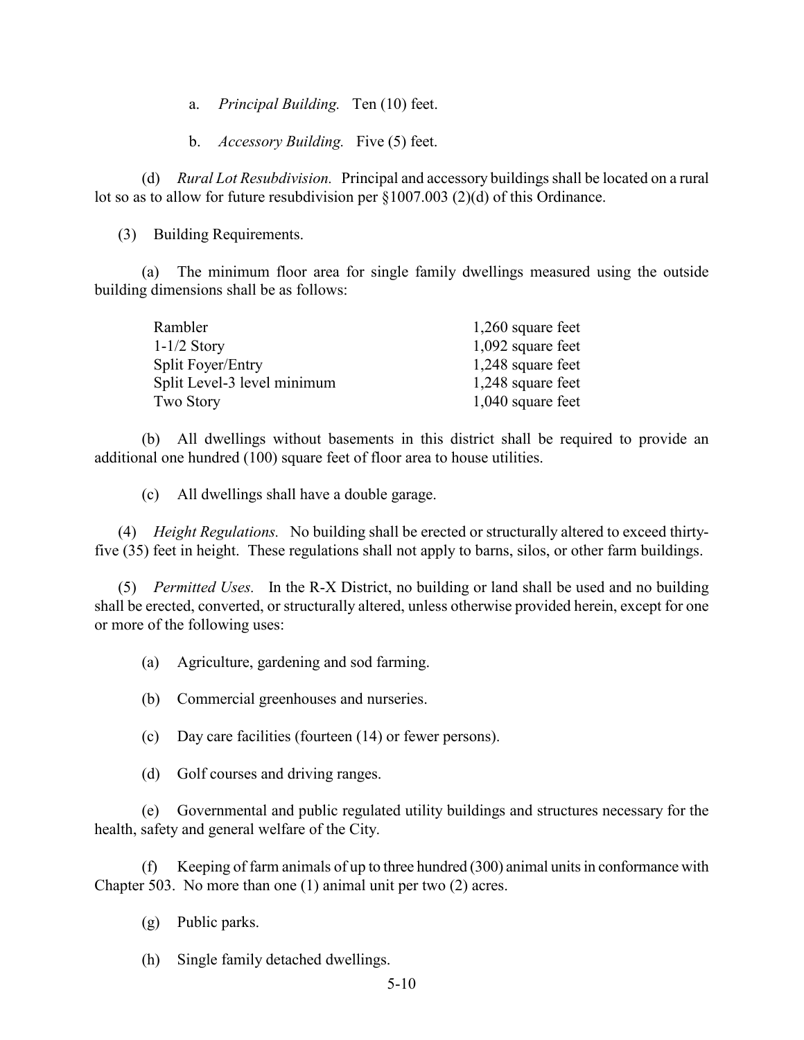a. *Principal Building.* Ten (10) feet.

b. *Accessory Building.* Five (5) feet.

(d) *Rural Lot Resubdivision.* Principal and accessory buildings shall be located on a rural lot so as to allow for future resubdivision per §1007.003 (2)(d) of this Ordinance.

(3) Building Requirements.

(a) The minimum floor area for single family dwellings measured using the outside building dimensions shall be as follows:

| | |
|---|---|
| Rambler | 1,260 square feet |
| 1-1/2 Story | 1,092 square feet |
| Split Foyer/Entry | 1,248 square feet |
| Split Level-3 level minimum | 1,248 square feet |
| Two Story | 1,040 square feet |

(b) All dwellings without basements in this district shall be required to provide an additional one hundred (100) square feet of floor area to house utilities.

(c) All dwellings shall have a double garage.

(4) *Height Regulations.* No building shall be erected or structurally altered to exceed thirty-five (35) feet in height. These regulations shall not apply to barns, silos, or other farm buildings.

(5) *Permitted Uses.* In the R-X District, no building or land shall be used and no building shall be erected, converted, or structurally altered, unless otherwise provided herein, except for one or more of the following uses:

(a) Agriculture, gardening and sod farming.

(b) Commercial greenhouses and nurseries.

(c) Day care facilities (fourteen (14) or fewer persons).

(d) Golf courses and driving ranges.

(e) Governmental and public regulated utility buildings and structures necessary for the health, safety and general welfare of the City.

(f) Keeping of farm animals of up to three hundred (300) animal units in conformance with Chapter 503. No more than one (1) animal unit per two (2) acres.

(g) Public parks.

(h) Single family detached dwellings.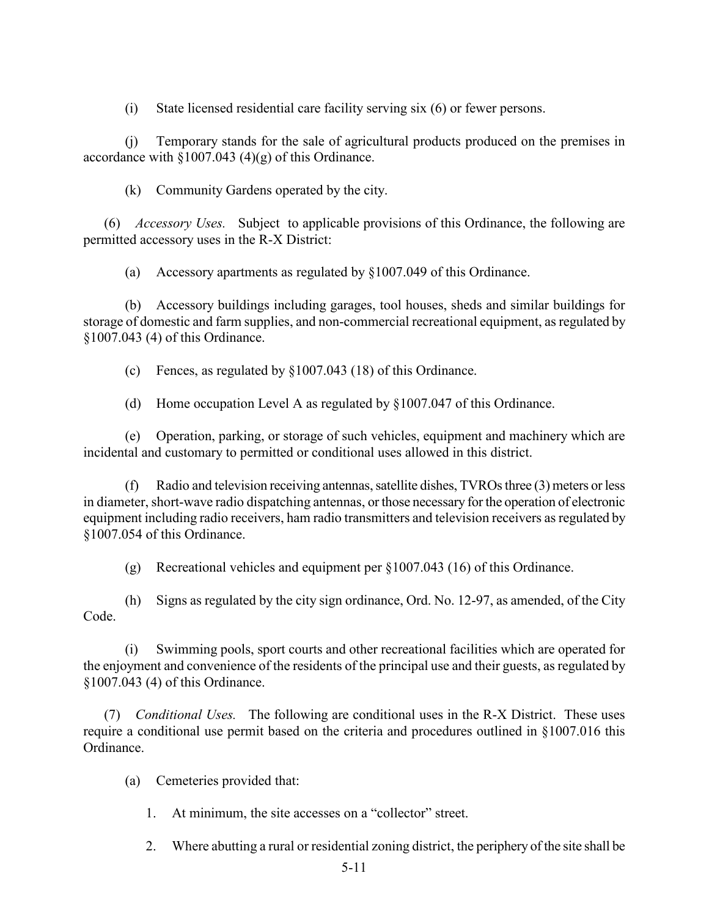(i) State licensed residential care facility serving six (6) or fewer persons.

(j) Temporary stands for the sale of agricultural products produced on the premises in accordance with §1007.043 (4)(g) of this Ordinance.

(k) Community Gardens operated by the city.

(6) *Accessory Uses.* Subject to applicable provisions of this Ordinance, the following are permitted accessory uses in the R-X District:

(a) Accessory apartments as regulated by §1007.049 of this Ordinance.

(b) Accessory buildings including garages, tool houses, sheds and similar buildings for storage of domestic and farm supplies, and non-commercial recreational equipment, as regulated by §1007.043 (4) of this Ordinance.

(c) Fences, as regulated by §1007.043 (18) of this Ordinance.

(d) Home occupation Level A as regulated by §1007.047 of this Ordinance.

(e) Operation, parking, or storage of such vehicles, equipment and machinery which are incidental and customary to permitted or conditional uses allowed in this district.

(f) Radio and television receiving antennas, satellite dishes, TVROs three (3) meters or less in diameter, short-wave radio dispatching antennas, or those necessary for the operation of electronic equipment including radio receivers, ham radio transmitters and television receivers as regulated by §1007.054 of this Ordinance.

(g) Recreational vehicles and equipment per §1007.043 (16) of this Ordinance.

(h) Signs as regulated by the city sign ordinance, Ord. No. 12-97, as amended, of the City Code.

(i) Swimming pools, sport courts and other recreational facilities which are operated for the enjoyment and convenience of the residents of the principal use and their guests, as regulated by §1007.043 (4) of this Ordinance.

(7) *Conditional Uses.* The following are conditional uses in the R-X District. These uses require a conditional use permit based on the criteria and procedures outlined in §1007.016 this Ordinance.

(a) Cemeteries provided that:

1. At minimum, the site accesses on a "collector" street.

2. Where abutting a rural or residential zoning district, the periphery of the site shall be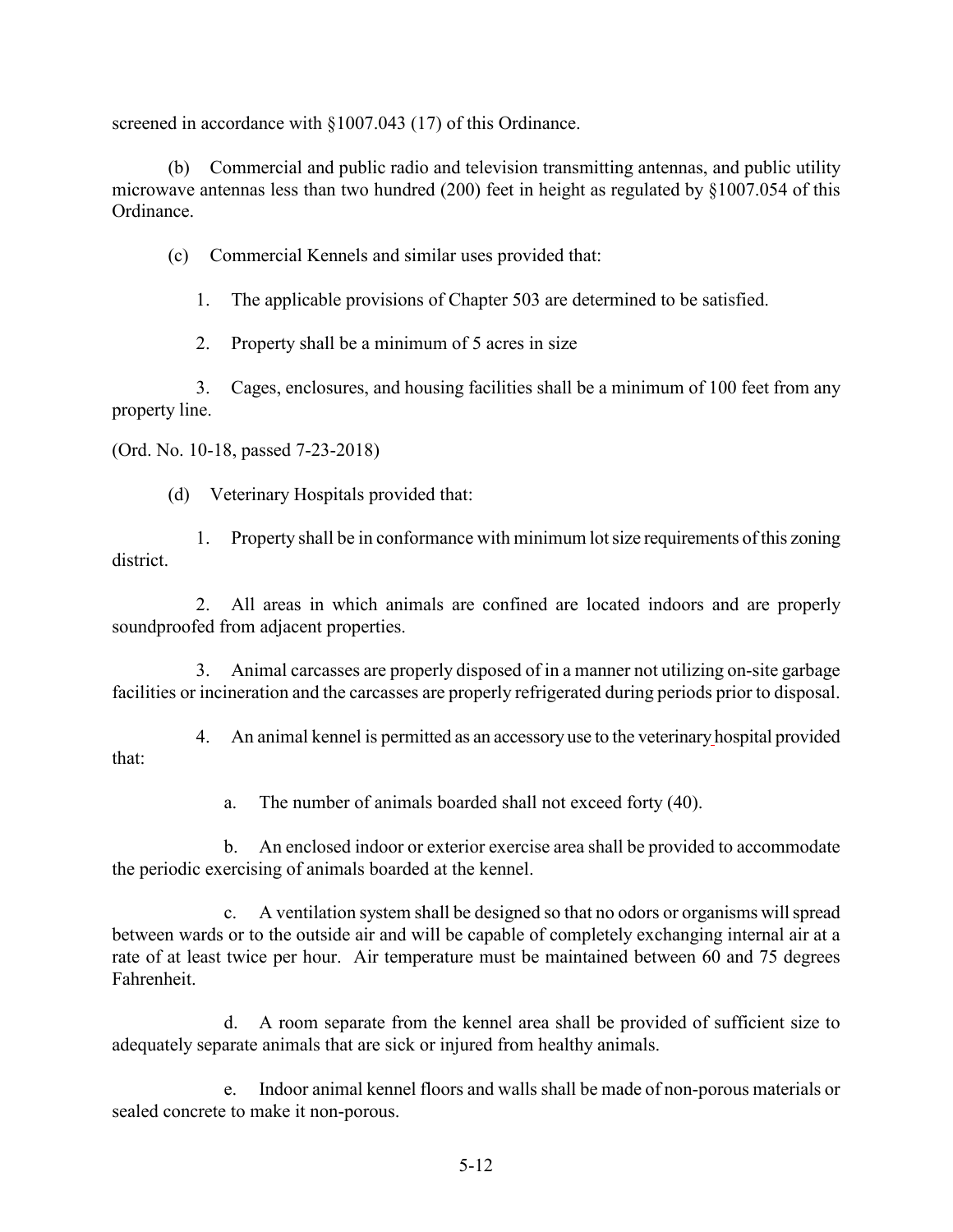screened in accordance with §1007.043 (17) of this Ordinance.

(b) Commercial and public radio and television transmitting antennas, and public utility microwave antennas less than two hundred (200) feet in height as regulated by §1007.054 of this Ordinance.

(c) Commercial Kennels and similar uses provided that:

1. The applicable provisions of Chapter 503 are determined to be satisfied.

2. Property shall be a minimum of 5 acres in size

3. Cages, enclosures, and housing facilities shall be a minimum of 100 feet from any property line.

(Ord. No. 10-18, passed 7-23-2018)

(d) Veterinary Hospitals provided that:

1. Property shall be in conformance with minimum lot size requirements of this zoning district.

2. All areas in which animals are confined are located indoors and are properly soundproofed from adjacent properties.

3. Animal carcasses are properly disposed of in a manner not utilizing on-site garbage facilities or incineration and the carcasses are properly refrigerated during periods prior to disposal.

4. An animal kennel is permitted as an accessory use to the veterinary hospital provided that:

a. The number of animals boarded shall not exceed forty (40).

b. An enclosed indoor or exterior exercise area shall be provided to accommodate the periodic exercising of animals boarded at the kennel.

c. A ventilation system shall be designed so that no odors or organisms will spread between wards or to the outside air and will be capable of completely exchanging internal air at a rate of at least twice per hour. Air temperature must be maintained between 60 and 75 degrees Fahrenheit.

d. A room separate from the kennel area shall be provided of sufficient size to adequately separate animals that are sick or injured from healthy animals.

e. Indoor animal kennel floors and walls shall be made of non-porous materials or sealed concrete to make it non-porous.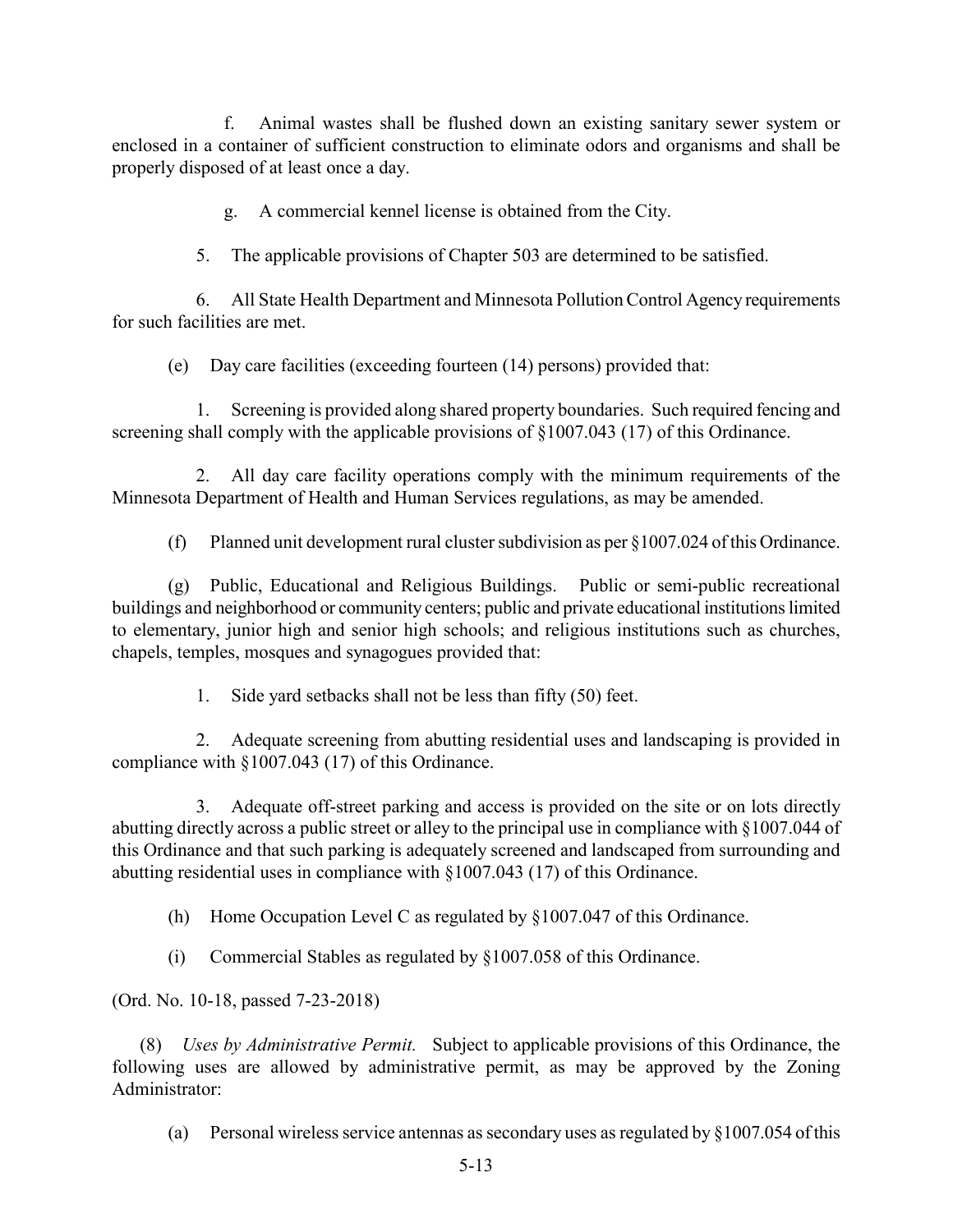f. Animal wastes shall be flushed down an existing sanitary sewer system or enclosed in a container of sufficient construction to eliminate odors and organisms and shall be properly disposed of at least once a day.

g. A commercial kennel license is obtained from the City.

5. The applicable provisions of Chapter 503 are determined to be satisfied.

6. All State Health Department and Minnesota Pollution Control Agency requirements for such facilities are met.

(e) Day care facilities (exceeding fourteen (14) persons) provided that:

1. Screening is provided along shared property boundaries. Such required fencing and screening shall comply with the applicable provisions of §1007.043 (17) of this Ordinance.

2. All day care facility operations comply with the minimum requirements of the Minnesota Department of Health and Human Services regulations, as may be amended.

(f) Planned unit development rural cluster subdivision as per §1007.024 of this Ordinance.

(g) Public, Educational and Religious Buildings. Public or semi-public recreational buildings and neighborhood or community centers; public and private educational institutions limited to elementary, junior high and senior high schools; and religious institutions such as churches, chapels, temples, mosques and synagogues provided that:

1. Side yard setbacks shall not be less than fifty (50) feet.

2. Adequate screening from abutting residential uses and landscaping is provided in compliance with §1007.043 (17) of this Ordinance.

3. Adequate off-street parking and access is provided on the site or on lots directly abutting directly across a public street or alley to the principal use in compliance with §1007.044 of this Ordinance and that such parking is adequately screened and landscaped from surrounding and abutting residential uses in compliance with §1007.043 (17) of this Ordinance.

(h) Home Occupation Level C as regulated by §1007.047 of this Ordinance.

(i) Commercial Stables as regulated by §1007.058 of this Ordinance.

(Ord. No. 10-18, passed 7-23-2018)

(8) *Uses by Administrative Permit.* Subject to applicable provisions of this Ordinance, the following uses are allowed by administrative permit, as may be approved by the Zoning Administrator:

(a) Personal wireless service antennas as secondary uses as regulated by §1007.054 of this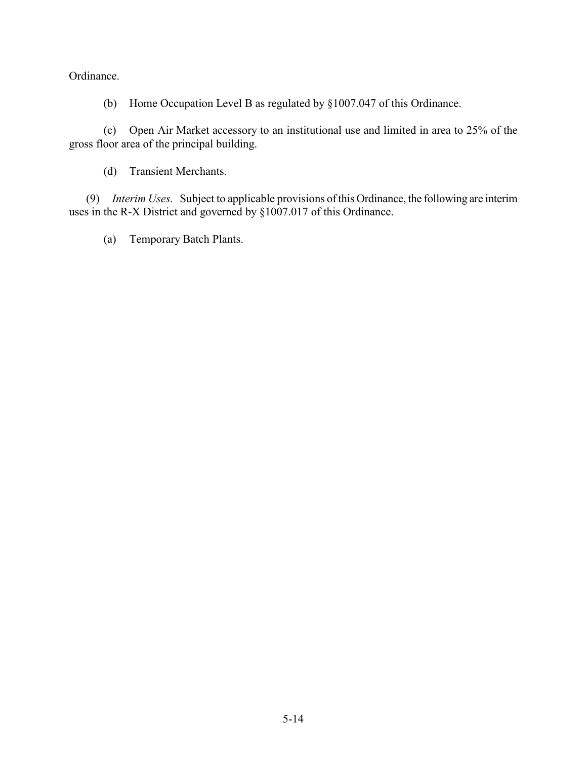Ordinance.

(b) Home Occupation Level B as regulated by §1007.047 of this Ordinance.

(c) Open Air Market accessory to an institutional use and limited in area to 25% of the gross floor area of the principal building.

(d) Transient Merchants.

(9) *Interim Uses.* Subject to applicable provisions of this Ordinance, the following are interim uses in the R-X District and governed by §1007.017 of this Ordinance.

(a) Temporary Batch Plants.